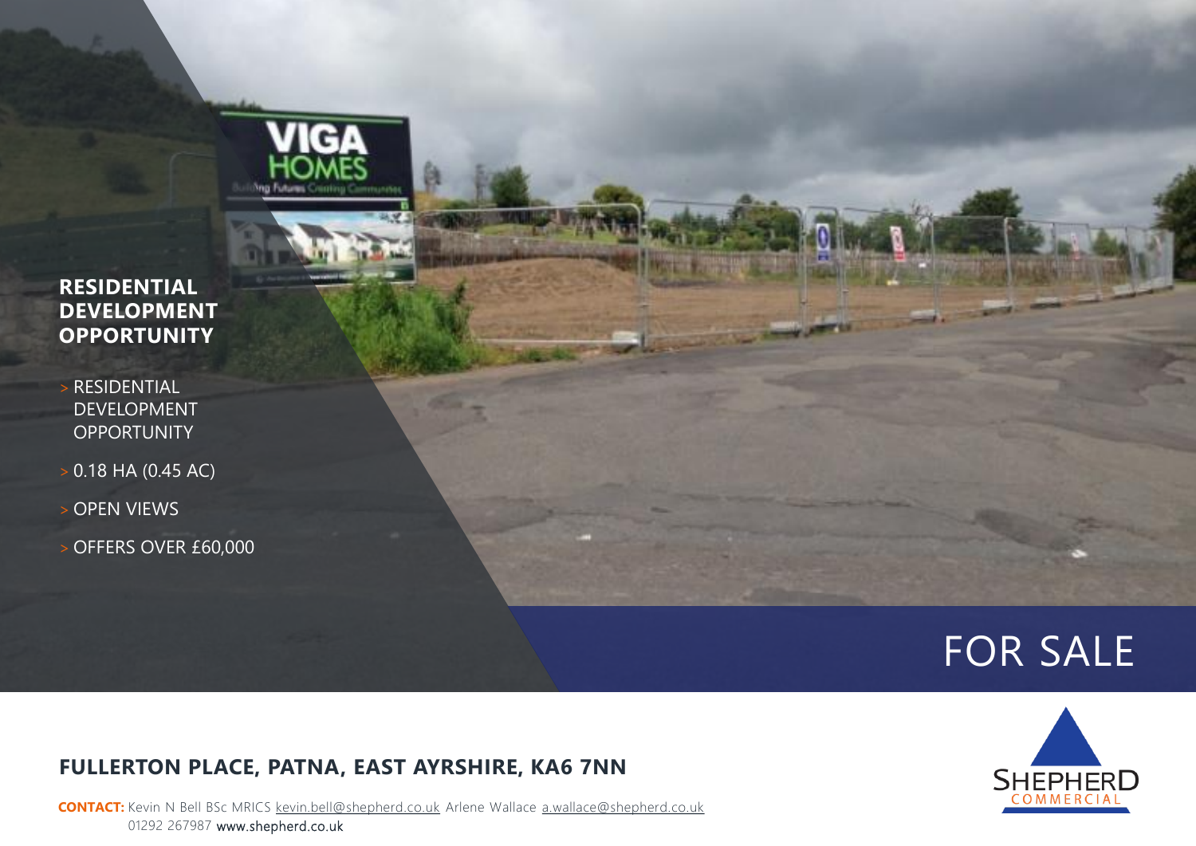# RESIDENTIAL DEVELOPMENT OPPORTUNITY

- RESIDENTIAL DEVELOPMENT OPPORTUNITY
- 0.18 HA (0.45 AC)
- OPEN VIEWS
- OFFERS OVER £60,000

## FOR SALE

## FULLERTON PLACE, PATNA, EAST AYRSHIRE, KA6 7NN

**CONTACT:** Kevin N Bell BSc MRICS kevin.bell@shepherd.co.uk Arlene Wallace a.wallace@shepherd.co.uk 01292 267987 www.shepherd.co.uk

SHEPHERD COMMERCIAL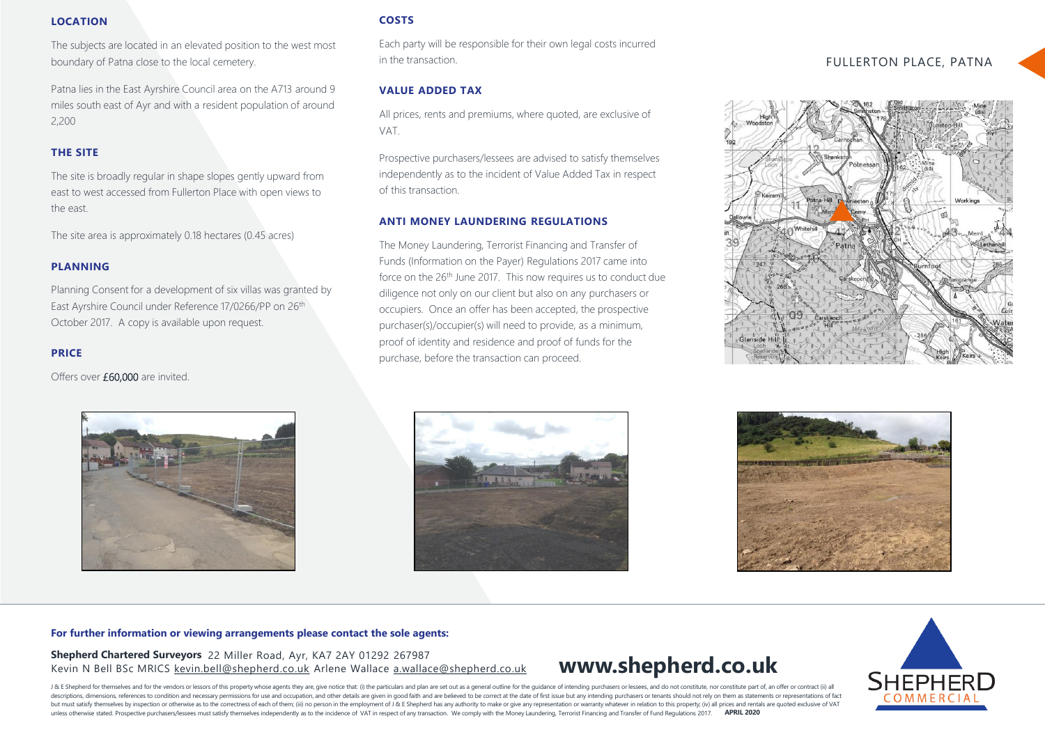## LOCATION

The subjects are located in an elevated position to the west most boundary of Patna close to the local cemetery.

Patna lies in the East Ayrshire Council area on the A713 around 9 miles south east of Ayr and with a resident population of around 2,200

## THE SITE

The site is broadly regular in shape slopes gently upward from east to west accessed from Fullerton Place with open views to the east.

The site area is approximately 0.18 hectares (0.45 acres)

## PLANNING

Planning Consent for a development of six villas was granted by East Ayrshire Council under Reference 17/0266/PP on 26th October 2017. A copy is available upon request.

## PRICE

Offers over £60,000 are invited.

## COSTS

Each party will be responsible for their own legal costs incurred in the transaction.

## VALUE ADDED TAX

All prices, rents and premiums, where quoted, are exclusive of VAT.

Prospective purchasers/lessees are advised to satisfy themselves independently as to the incident of Value Added Tax in respect of this transaction.

## ANTI MONEY LAUNDERING REGULATIONS

The Money Laundering, Terrorist Financing and Transfer of Funds (Information on the Payer) Regulations 2017 came into force on the 26th June 2017. This now requires us to conduct due diligence not only on our client but also on any purchasers or occupiers. Once an offer has been accepted, the prospective purchaser(s)/occupier(s) will need to provide, as a minimum, proof of identity and residence and proof of funds for the purchase, before the transaction can proceed.

FULLERTON PLACE, PATNA

**For further information or viewing arrangements please contact the sole agents:**

**Shepherd Chartered Surveyors** 22 Miller Road, Ayr, KA7 2AY 01292 267987
Kevin N Bell BSc MRICS kevin.bell@shepherd.co.uk Arlene Wallace a.wallace@shepherd.co.uk

**www.shepherd.co.uk**

J & E Shepherd for themselves and for the vendors or lessors of this property whose agents they are, give notice that: (i) the particulars and plan are set out as a general outline for the guidance of intending purchasers or lessees, and do not constitute, nor constitute part of, an offer or contract (ii) all descriptions, dimensions, references to condition and necessary permissions for use and occupation, and other details are given in good faith and are believed to be correct at the date of first issue but any intending purchasers or tenants should not rely on them as statements or representations of fact but must satisfy themselves by inspection or otherwise as to the correctness of each of them; (iii) no person in the employment of J & E Shepherd has any authority to make or give any representation or warranty whatever in relation to this property; (iv) all prices and rentals are quoted exclusive of VAT unless otherwise stated. Prospective purchasers/lessees must satisfy themselves independently as to the incidence of VAT in respect of any transaction. We comply with the Money Laundering, Terrorist Financing and Transfer of Fund Regulations 2017. **APRIL 2020**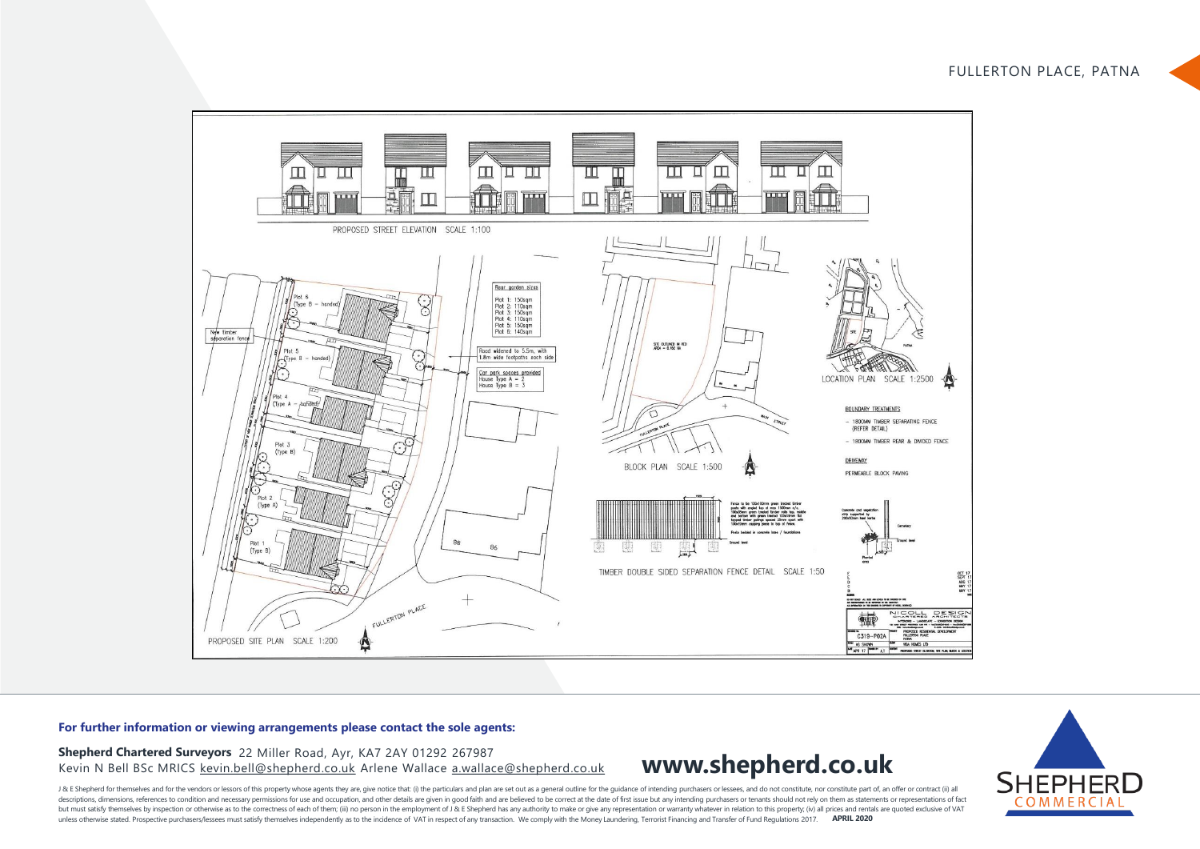FULLERTON PLACE, PATNA

PROPOSED STREET ELEVATION SCALE 1:100

Plot 6 (Type B - handed)

New timber separation fence

Plot 5 (Type B - handed)

Plot 4 (Type A - handed)

Plot 3 (Type B)

Plot 2 (Type A)

Plot 1 (Type B)

Rear garden sizes
Plot 1: 150sqm
Plot 2: 110sqm
Plot 3: 150sqm
Plot 4: 110sqm
Plot 5: 150sqm
Plot 6: 140sqm

Road widened to 5.5m, with 1.8m wide footpaths each side

Car park spaces provided
House Type A = 2
House Type B = 3

FULLERTON PLACE

PROPOSED SITE PLAN SCALE 1:200

SITE OUTLINED IN RED AREA = 0.168 Ha

FULLERTON PLACE

BLOCK PLAN SCALE 1:500

LOCATION PLAN SCALE 1:2500

BOUNDARY TREATMENTS
- 1800MM TIMBER SEPARATING FENCE (REFER DETAIL)
- 1800MM TIMBER REAR & DIVIDED FENCE

DRIVEWAY
PERMEABLE BLOCK PAVING

TIMBER DOUBLE SIDED SEPARATION FENCE DETAIL SCALE 1:50

Cemetery

Ground level

NICOLL DESIGN

C319-P02A

PROPOSED RESIDENTIAL DEVELOPMENT FULLERTON PLACE PATNA

PROPOSED STREET ELEVATION, SITE PLAN, BLOCK & LOCATION

**For further information or viewing arrangements please contact the sole agents:**

**Shepherd Chartered Surveyors** 22 Miller Road, Ayr, KA7 2AY 01292 267987
Kevin N Bell BSc MRICS kevin.bell@shepherd.co.uk Arlene Wallace a.wallace@shepherd.co.uk

**www.shepherd.co.uk**

J & E Shepherd for themselves and for the vendors or lessors of this property whose agents they are, give notice that: (i) the particulars and plan are set out as a general outline for the guidance of intending purchasers or lessees, and do not constitute, nor constitute part of, an offer or contract (ii) all descriptions, dimensions, references to condition and necessary permissions for use and occupation, and other details are given in good faith and are believed to be correct at the date of first issue but any intending purchasers or tenants should not rely on them as statements or representations of fact but must satisfy themselves by inspection or otherwise as to the correctness of each of them; (iii) no person in the employment of J & E Shepherd has any authority to make or give any representation or warranty whatever in relation to this property; (iv) all prices and rentals are quoted exclusive of VAT unless otherwise stated. Prospective purchasers/lessees must satisfy themselves independently as to the incidence of VAT in respect of any transaction. We comply with the Money Laundering, Terrorist Financing and Transfer of Fund Regulations 2017. **APRIL 2020**

SHEPHERD COMMERCIAL